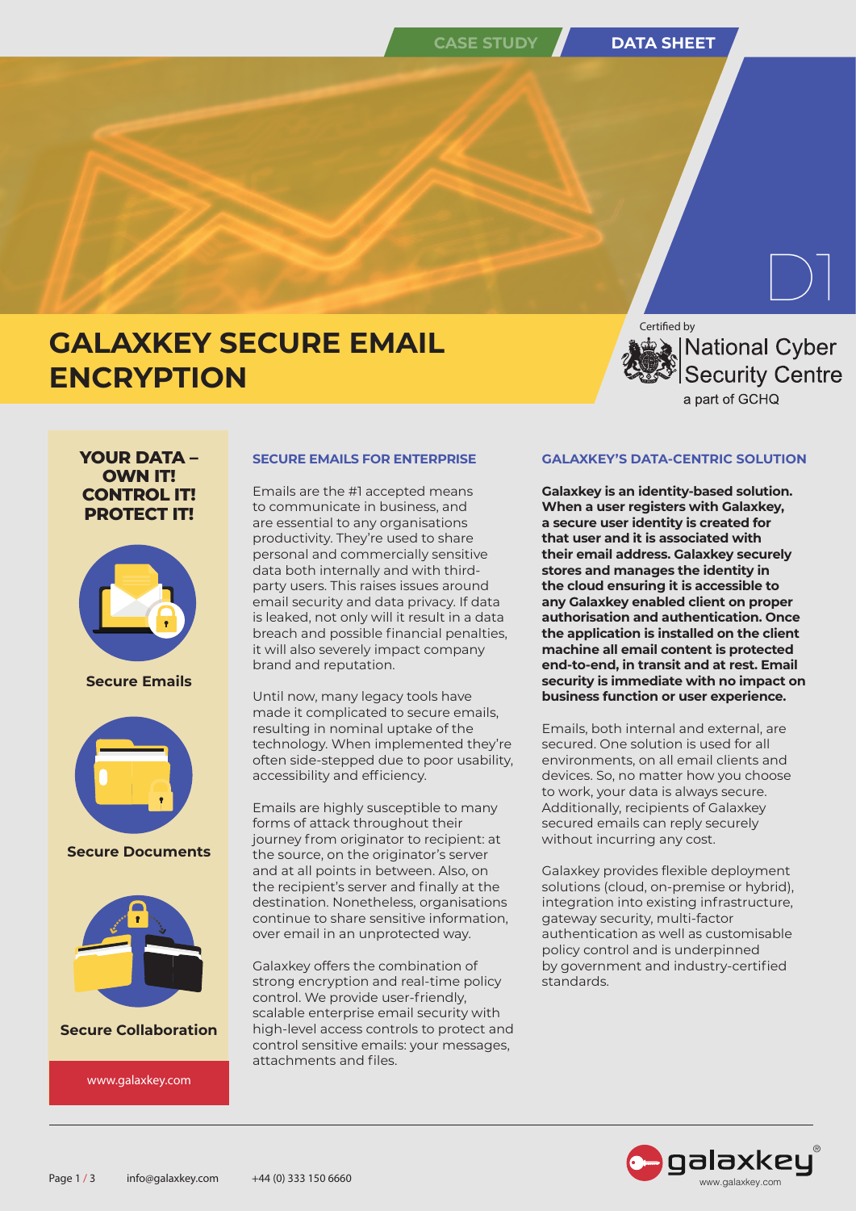CASE STUDY | DATA SHEET

D1

# GALAXKEY SECURE EMAIL ENCRYPTION

Certified by National Cyber Security Centre a part of GCHQ

**YOUR DATA – OWN IT! CONTROL IT! PROTECT IT!**

**Secure Emails**

**Secure Documents**

**Secure Collaboration**

www.galaxkey.com

## SECURE EMAILS FOR ENTERPRISE

Emails are the #1 accepted means to communicate in business, and are essential to any organisations productivity. They're used to share personal and commercially sensitive data both internally and with third-party users. This raises issues around email security and data privacy. If data is leaked, not only will it result in a data breach and possible financial penalties, it will also severely impact company brand and reputation.

Until now, many legacy tools have made it complicated to secure emails, resulting in nominal uptake of the technology. When implemented they're often side-stepped due to poor usability, accessibility and efficiency.

Emails are highly susceptible to many forms of attack throughout their journey from originator to recipient: at the source, on the originator's server and at all points in between. Also, on the recipient's server and finally at the destination. Nonetheless, organisations continue to share sensitive information, over email in an unprotected way.

Galaxkey offers the combination of strong encryption and real-time policy control. We provide user-friendly, scalable enterprise email security with high-level access controls to protect and control sensitive emails: your messages, attachments and files.

## GALAXKEY'S DATA-CENTRIC SOLUTION

**Galaxkey is an identity-based solution. When a user registers with Galaxkey, a secure user identity is created for that user and it is associated with their email address. Galaxkey securely stores and manages the identity in the cloud ensuring it is accessible to any Galaxkey enabled client on proper authorisation and authentication. Once the application is installed on the client machine all email content is protected end-to-end, in transit and at rest. Email security is immediate with no impact on business function or user experience.**

Emails, both internal and external, are secured. One solution is used for all environments, on all email clients and devices. So, no matter how you choose to work, your data is always secure. Additionally, recipients of Galaxkey secured emails can reply securely without incurring any cost.

Galaxkey provides flexible deployment solutions (cloud, on-premise or hybrid), integration into existing infrastructure, gateway security, multi-factor authentication as well as customisable policy control and is underpinned by government and industry-certified standards.

info@galaxkey.com +44 (0) 333 150 6660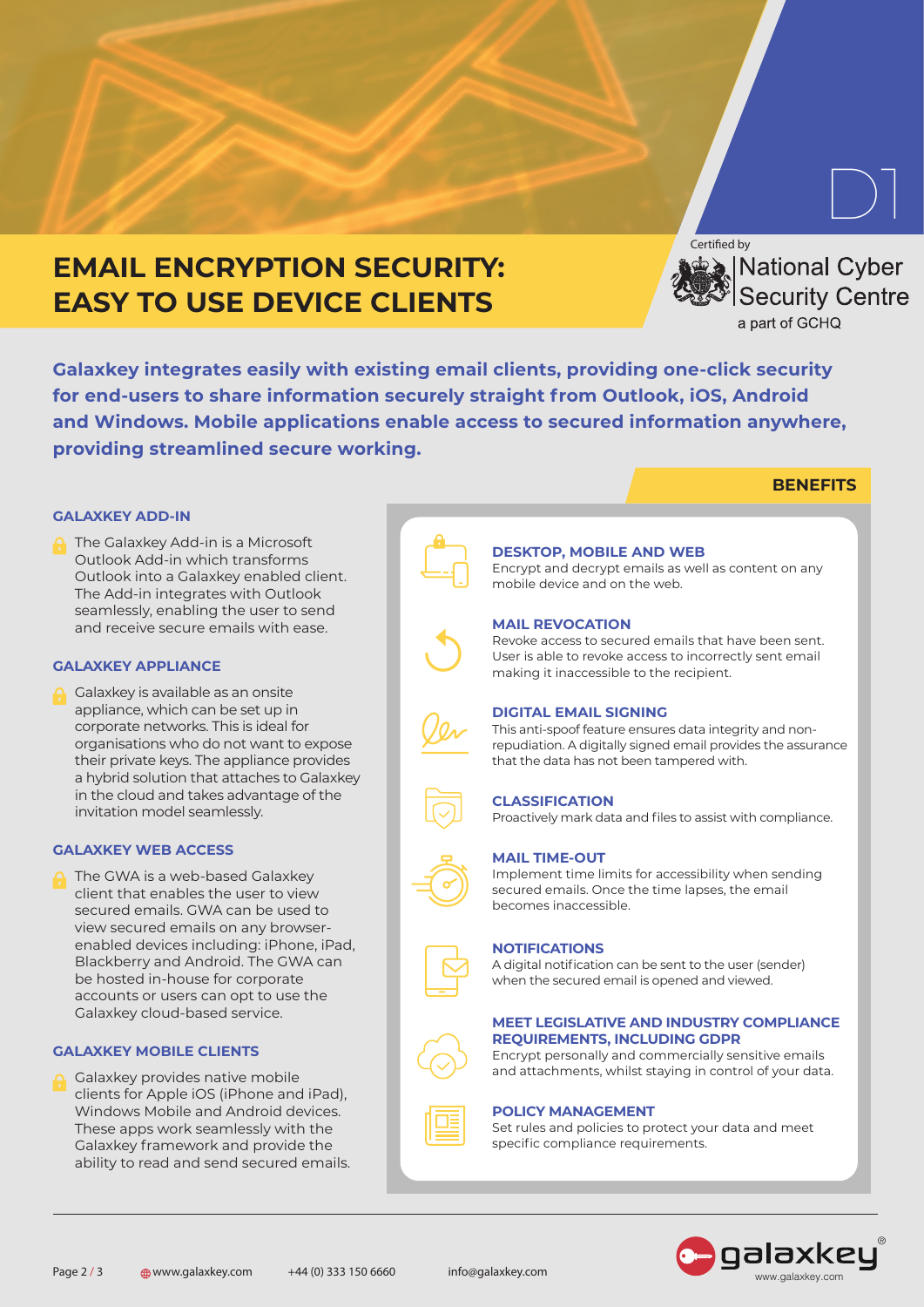# EMAIL ENCRYPTION SECURITY: EASY TO USE DEVICE CLIENTS

D1

Certified by National Cyber Security Centre a part of GCHQ

**Galaxkey integrates easily with existing email clients, providing one-click security for end-users to share information securely straight from Outlook, iOS, Android and Windows. Mobile applications enable access to secured information anywhere, providing streamlined secure working.**

### GALAXKEY ADD-IN

The Galaxkey Add-in is a Microsoft Outlook Add-in which transforms Outlook into a Galaxkey enabled client. The Add-in integrates with Outlook seamlessly, enabling the user to send and receive secure emails with ease.

### GALAXKEY APPLIANCE

Galaxkey is available as an onsite appliance, which can be set up in corporate networks. This is ideal for organisations who do not want to expose their private keys. The appliance provides a hybrid solution that attaches to Galaxkey in the cloud and takes advantage of the invitation model seamlessly.

### GALAXKEY WEB ACCESS

The GWA is a web-based Galaxkey client that enables the user to view secured emails. GWA can be used to view secured emails on any browser-enabled devices including: iPhone, iPad, Blackberry and Android. The GWA can be hosted in-house for corporate accounts or users can opt to use the Galaxkey cloud-based service.

### GALAXKEY MOBILE CLIENTS

Galaxkey provides native mobile clients for Apple iOS (iPhone and iPad), Windows Mobile and Android devices. These apps work seamlessly with the Galaxkey framework and provide the ability to read and send secured emails.

## BENEFITS

### DESKTOP, MOBILE AND WEB

Encrypt and decrypt emails as well as content on any mobile device and on the web.

### MAIL REVOCATION

Revoke access to secured emails that have been sent. User is able to revoke access to incorrectly sent email making it inaccessible to the recipient.

### DIGITAL EMAIL SIGNING

This anti-spoof feature ensures data integrity and non-repudiation. A digitally signed email provides the assurance that the data has not been tampered with.

### CLASSIFICATION

Proactively mark data and files to assist with compliance.

### MAIL TIME-OUT

Implement time limits for accessibility when sending secured emails. Once the time lapses, the email becomes inaccessible.

### NOTIFICATIONS

A digital notification can be sent to the user (sender) when the secured email is opened and viewed.

### MEET LEGISLATIVE AND INDUSTRY COMPLIANCE REQUIREMENTS, INCLUDING GDPR

Encrypt personally and commercially sensitive emails and attachments, whilst staying in control of your data.

### POLICY MANAGEMENT

Set rules and policies to protect your data and meet specific compliance requirements.

www.galaxkey.com  +44 (0) 333 150 6660  info@galaxkey.com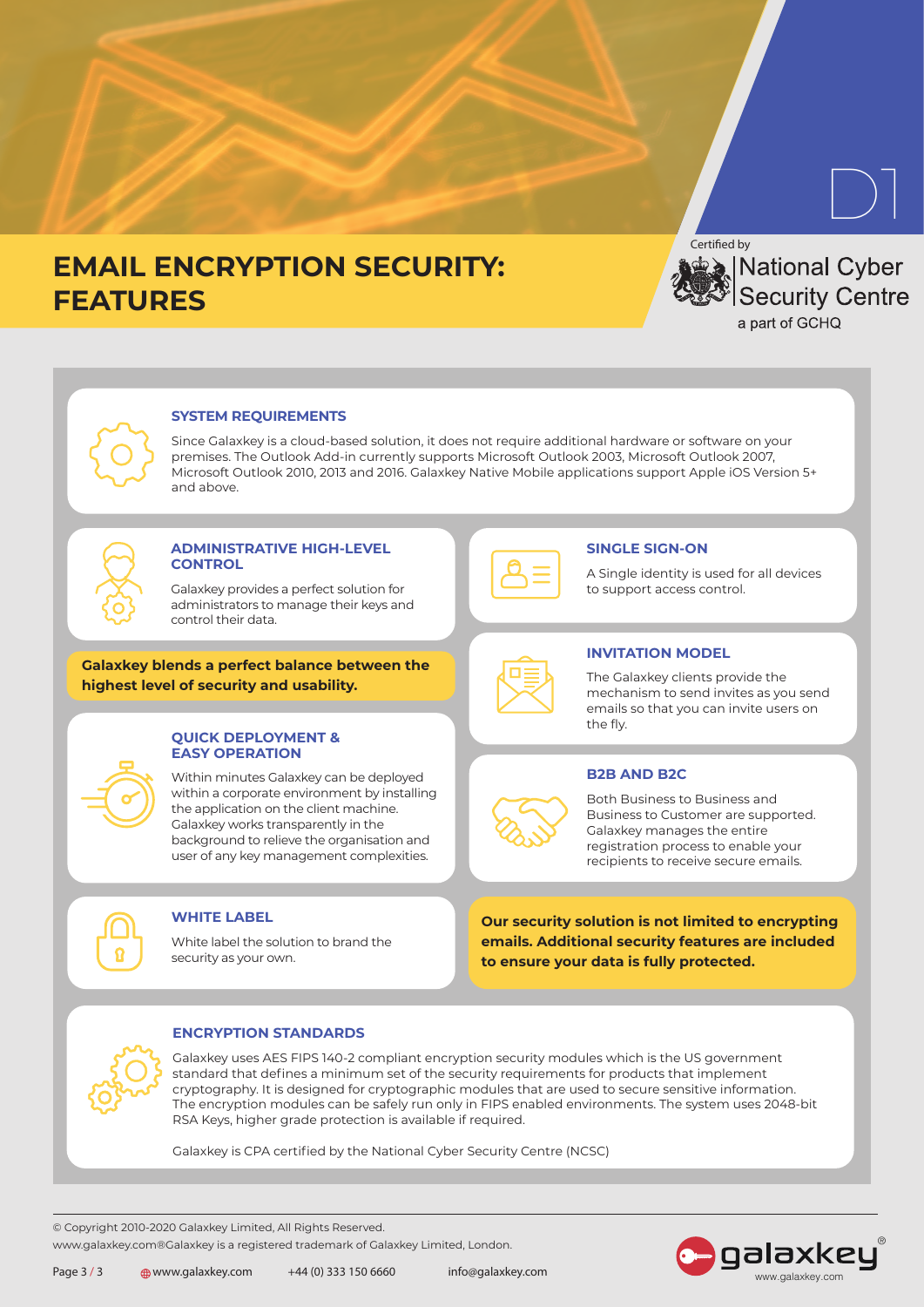# EMAIL ENCRYPTION SECURITY: FEATURES

Certified by National Cyber Security Centre a part of GCHQ

D1

### SYSTEM REQUIREMENTS

Since Galaxkey is a cloud-based solution, it does not require additional hardware or software on your premises. The Outlook Add-in currently supports Microsoft Outlook 2003, Microsoft Outlook 2007, Microsoft Outlook 2010, 2013 and 2016. Galaxkey Native Mobile applications support Apple iOS Version 5+ and above.

### ADMINISTRATIVE HIGH-LEVEL CONTROL

Galaxkey provides a perfect solution for administrators to manage their keys and control their data.

**Galaxkey blends a perfect balance between the highest level of security and usability.**

### QUICK DEPLOYMENT & EASY OPERATION

Within minutes Galaxkey can be deployed within a corporate environment by installing the application on the client machine. Galaxkey works transparently in the background to relieve the organisation and user of any key management complexities.

### SINGLE SIGN-ON

A Single identity is used for all devices to support access control.

### INVITATION MODEL

The Galaxkey clients provide the mechanism to send invites as you send emails so that you can invite users on the fly.

### B2B AND B2C

Both Business to Business and Business to Customer are supported. Galaxkey manages the entire registration process to enable your recipients to receive secure emails.

### WHITE LABEL

White label the solution to brand the security as your own.

**Our security solution is not limited to encrypting emails. Additional security features are included to ensure your data is fully protected.**

### ENCRYPTION STANDARDS

Galaxkey uses AES FIPS 140-2 compliant encryption security modules which is the US government standard that defines a minimum set of the security requirements for products that implement cryptography. It is designed for cryptographic modules that are used to secure sensitive information. The encryption modules can be safely run only in FIPS enabled environments. The system uses 2048-bit RSA Keys, higher grade protection is available if required.

Galaxkey is CPA certified by the National Cyber Security Centre (NCSC)

© Copyright 2010-2020 Galaxkey Limited, All Rights Reserved.
www.galaxkey.com®Galaxkey is a registered trademark of Galaxkey Limited, London.

www.galaxkey.com +44 (0) 333 150 6660 info@galaxkey.com